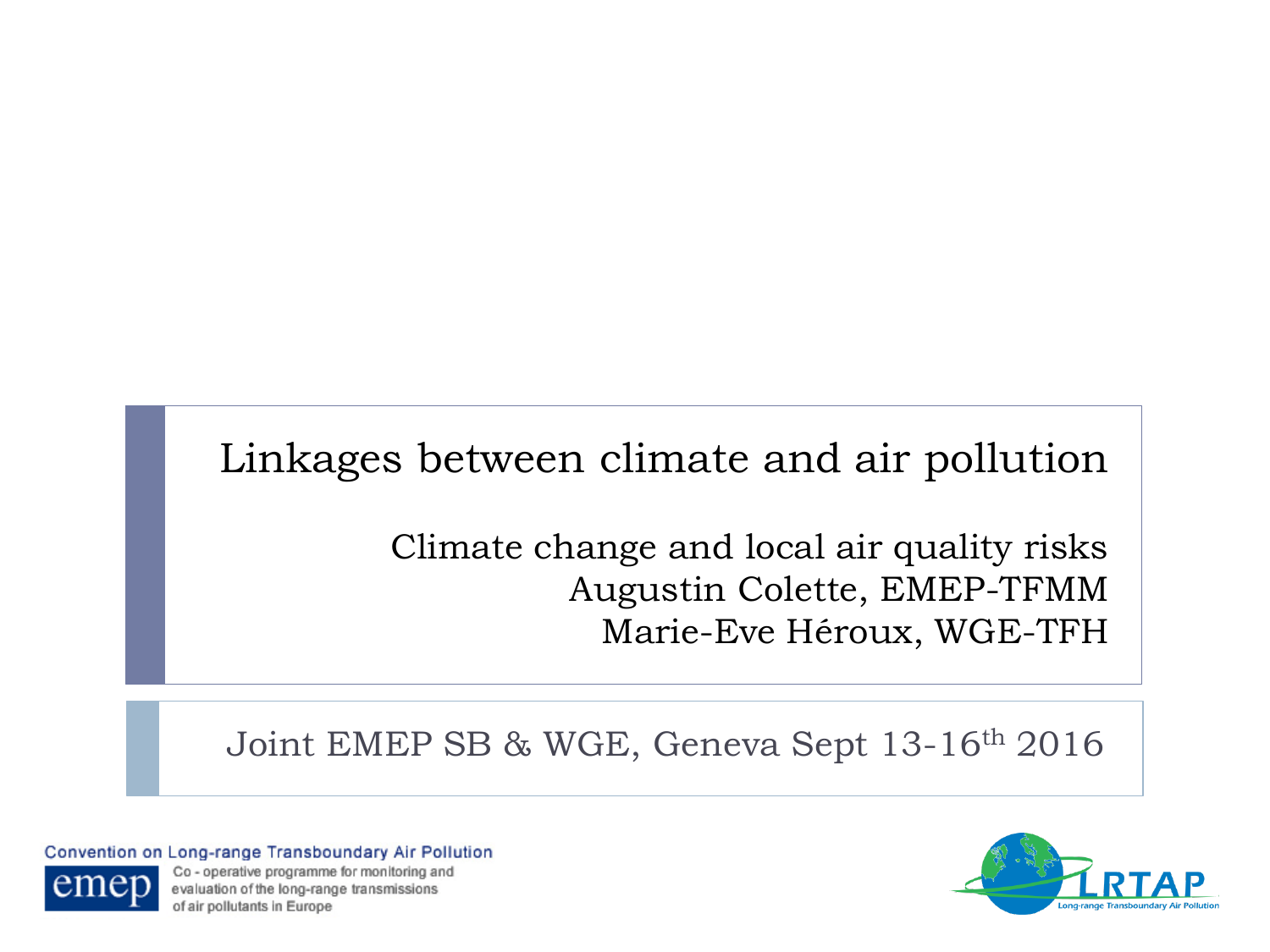# Linkages between climate and air pollution

Climate change and local air quality risks

Augustin Colette, EMEP-TFMM

Marie-Eve Héroux, WGE-TFH

Joint EMEP SB & WGE, Geneva Sept 13-16th 2016

Convention on Long-range Transboundary Air Pollution

emep

Co - operative programme for monitoring and evaluation of the long-range transmissions of air pollutants in Europe

LRTAP

Long-range Transboundary Air Pollution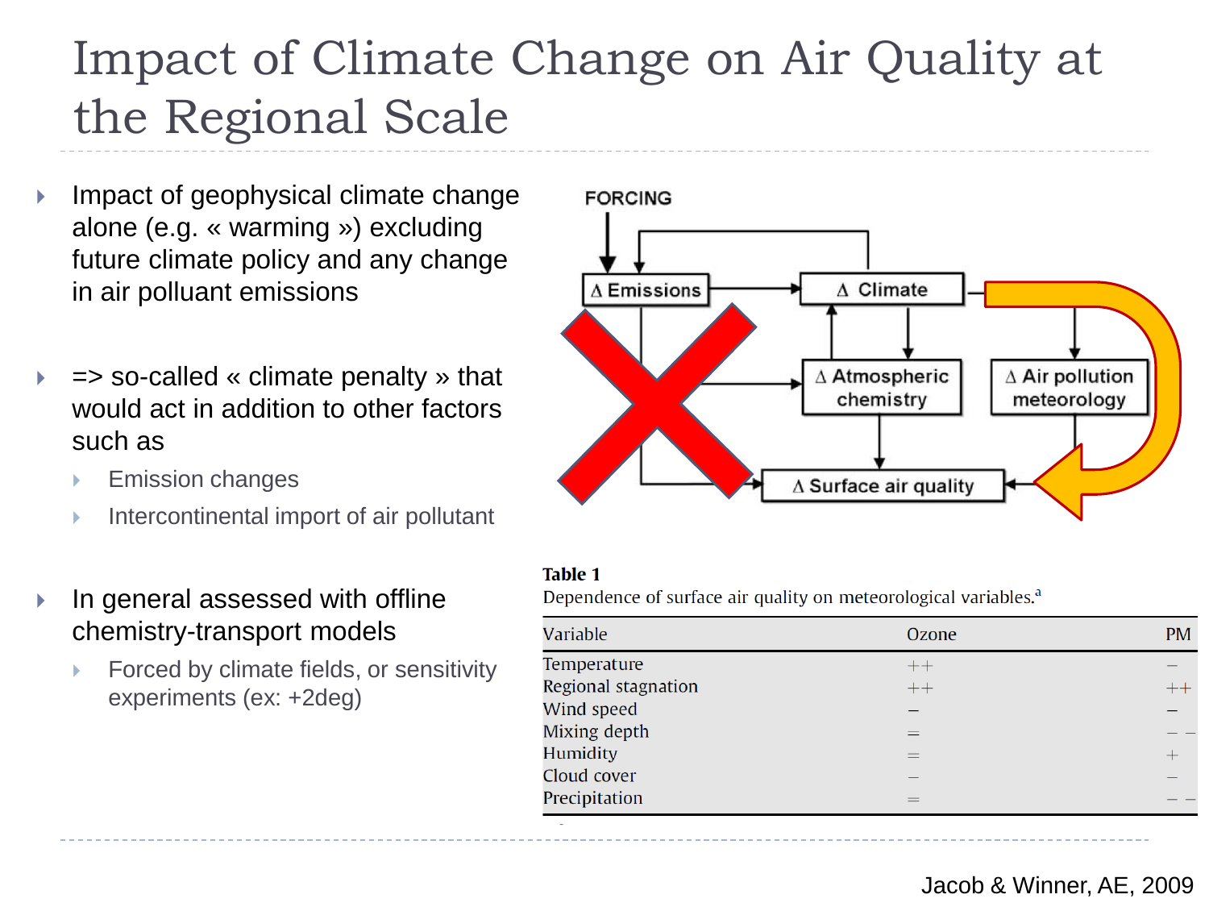# Impact of Climate Change on Air Quality at the Regional Scale

- Impact of geophysical climate change alone (e.g. « warming ») excluding future climate policy and any change in air polluant emissions

- => so-called « climate penalty » that would act in addition to other factors such as
  - Emission changes
  - Intercontinental import of air pollutant

- In general assessed with offline chemistry-transport models
  - Forced by climate fields, or sensitivity experiments (ex: +2deg)

FORCING

Δ Emissions

Δ Climate

Δ Atmospheric chemistry

Δ Air pollution meteorology

Δ Surface air quality

**Table 1**
Dependence of surface air quality on meteorological variables.[a]

| Variable | Ozone | PM |
|---|---|---|
| Temperature | ++ | – |
| Regional stagnation | ++ | ++ |
| Wind speed | – | – |
| Mixing depth | = | – – |
| Humidity | = | + |
| Cloud cover | – | – |
| Precipitation | = | – – |

Jacob & Winner, AE, 2009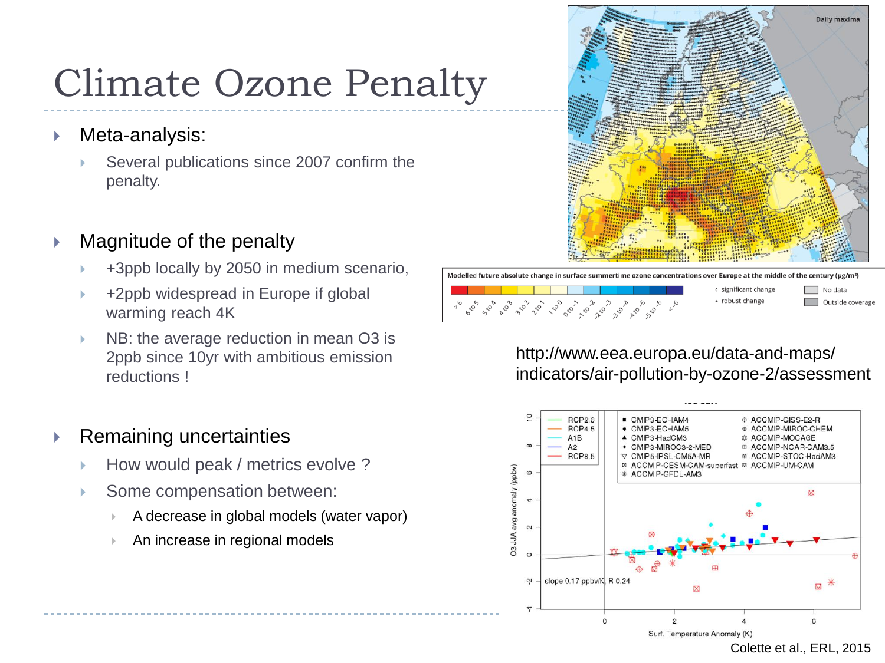# Climate Ozone Penalty

- Meta-analysis:
  - Several publications since 2007 confirm the penalty.
- Magnitude of the penalty
  - +3ppb locally by 2050 in medium scenario,
  - +2ppb widespread in Europe if global warming reach 4K
  - NB: the average reduction in mean O3 is 2ppb since 10yr with ambitious emission reductions !
- Remaining uncertainties
  - How would peak / metrics evolve ?
  - Some compensation between:
    - A decrease in global models (water vapor)
    - An increase in regional models

Modelled future absolute change in surface summertime ozone concentrations over Europe at the middle of the century (µg/m³)

http://www.eea.europa.eu/data-and-maps/indicators/air-pollution-by-ozone-2/assessment

Colette et al., ERL, 2015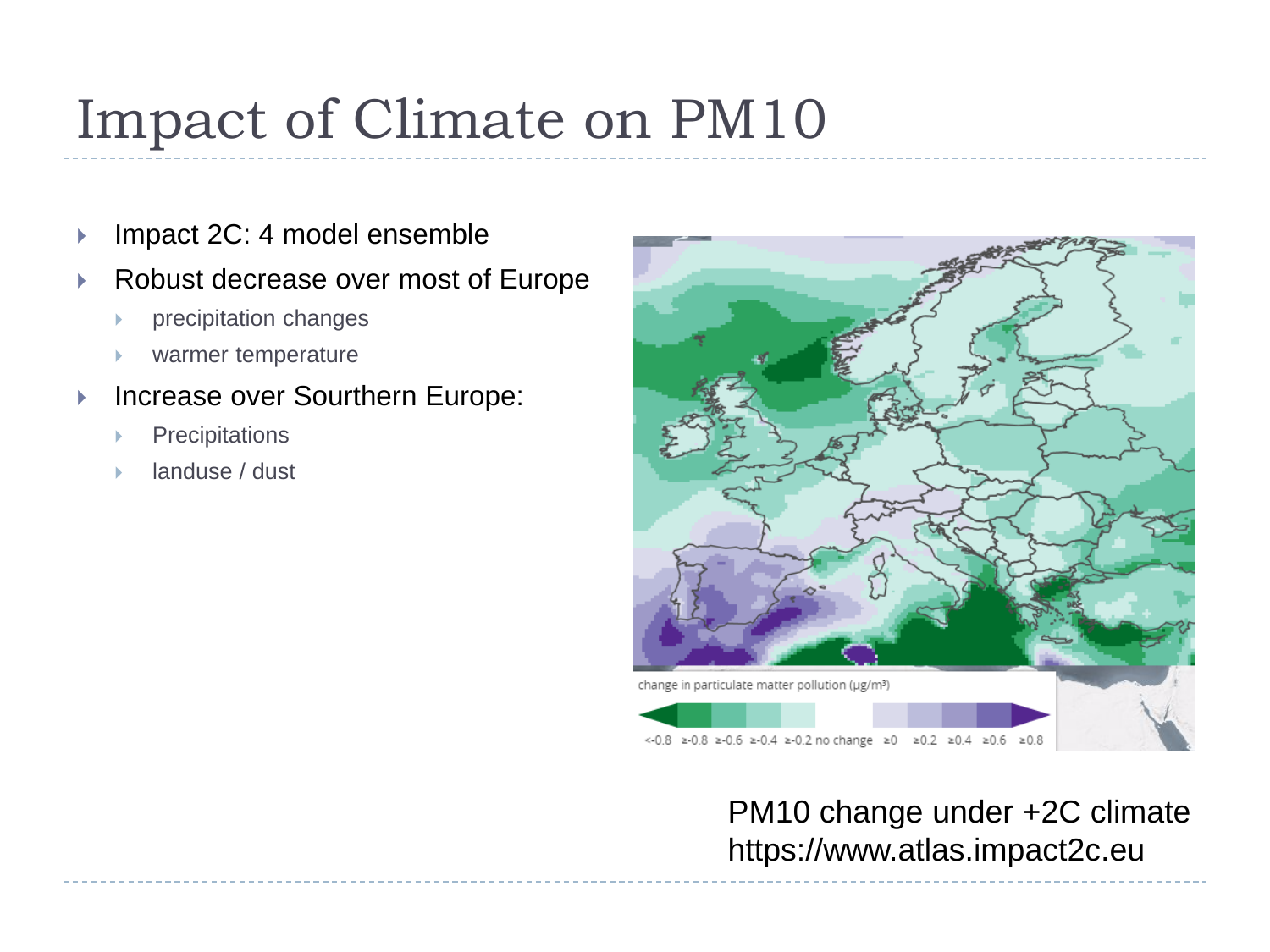# Impact of Climate on PM10

- Impact 2C: 4 model ensemble
- Robust decrease over most of Europe
  - precipitation changes
  - warmer temperature
- Increase over Sourthern Europe:
  - Precipitations
  - landuse / dust

PM10 change under +2C climate
https://www.atlas.impact2c.eu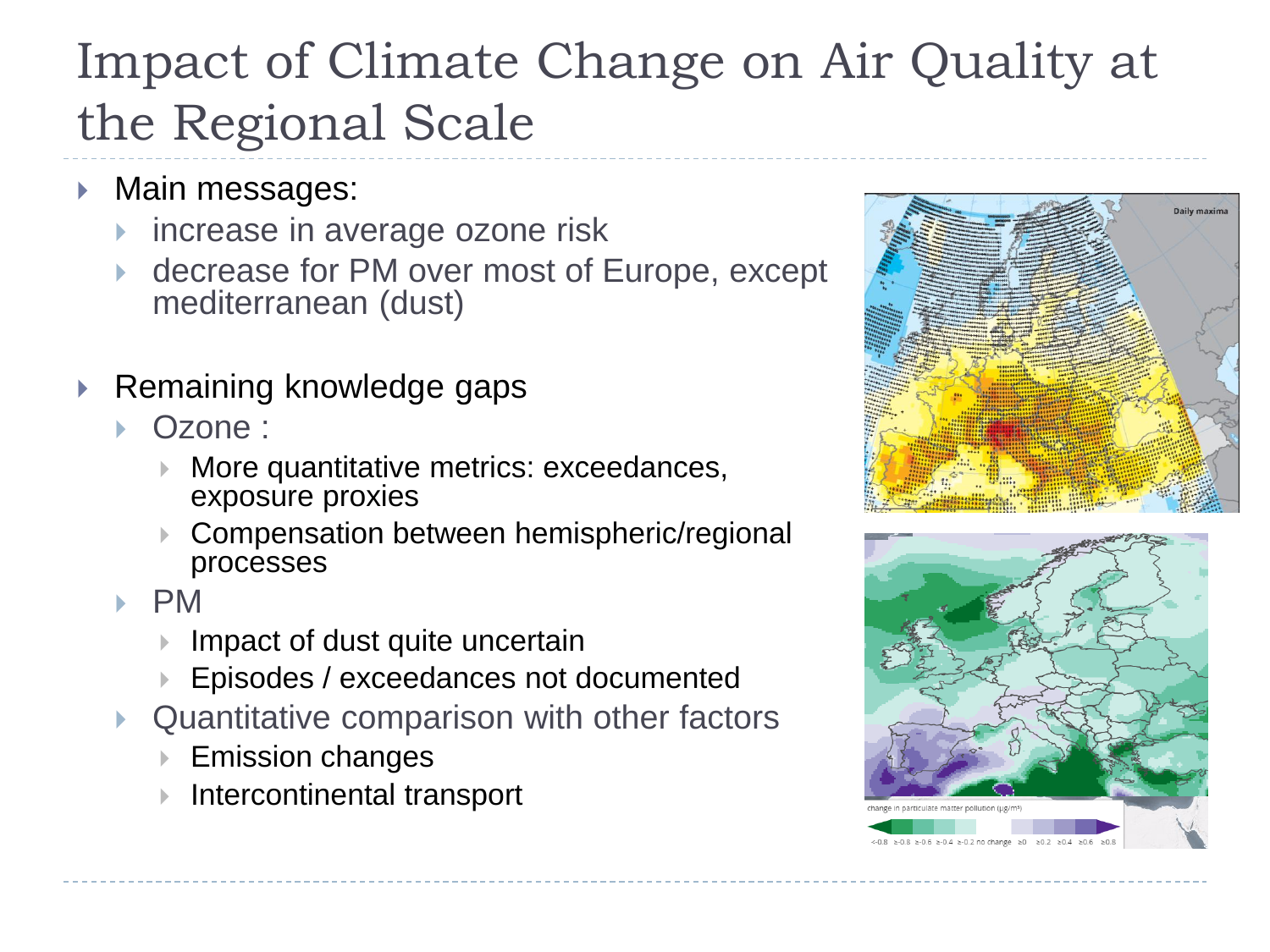# Impact of Climate Change on Air Quality at the Regional Scale

- Main messages:
  - increase in average ozone risk
  - decrease for PM over most of Europe, except mediterranean (dust)
- Remaining knowledge gaps
  - Ozone :
    - More quantitative metrics: exceedances, exposure proxies
    - Compensation between hemispheric/regional processes
  - PM
    - Impact of dust quite uncertain
    - Episodes / exceedances not documented
  - Quantitative comparison with other factors
    - Emission changes
    - Intercontinental transport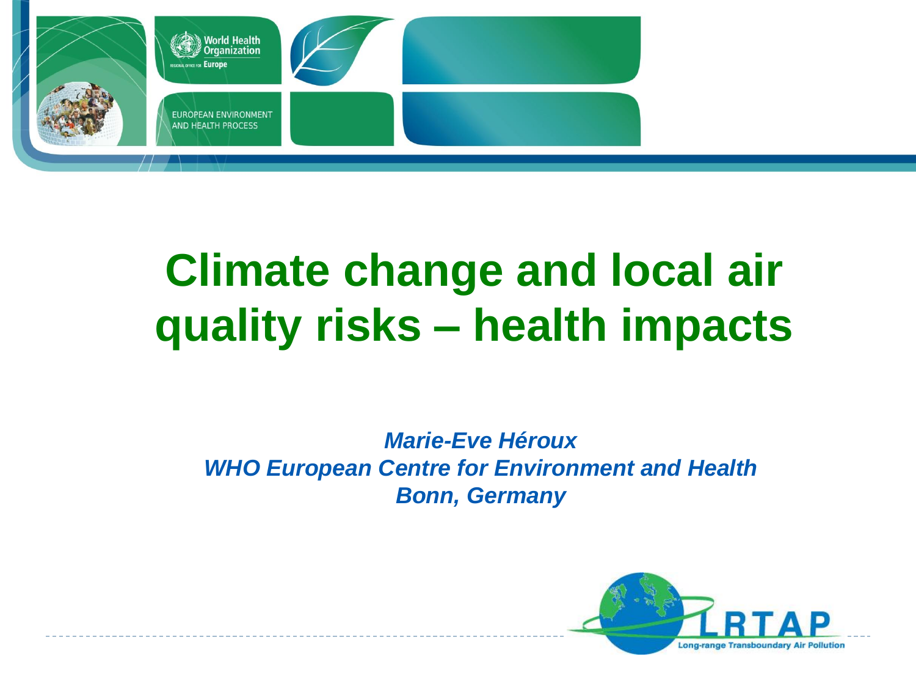# Climate change and local air quality risks – health impacts

*Marie-Eve Héroux*
*WHO European Centre for Environment and Health*
*Bonn, Germany*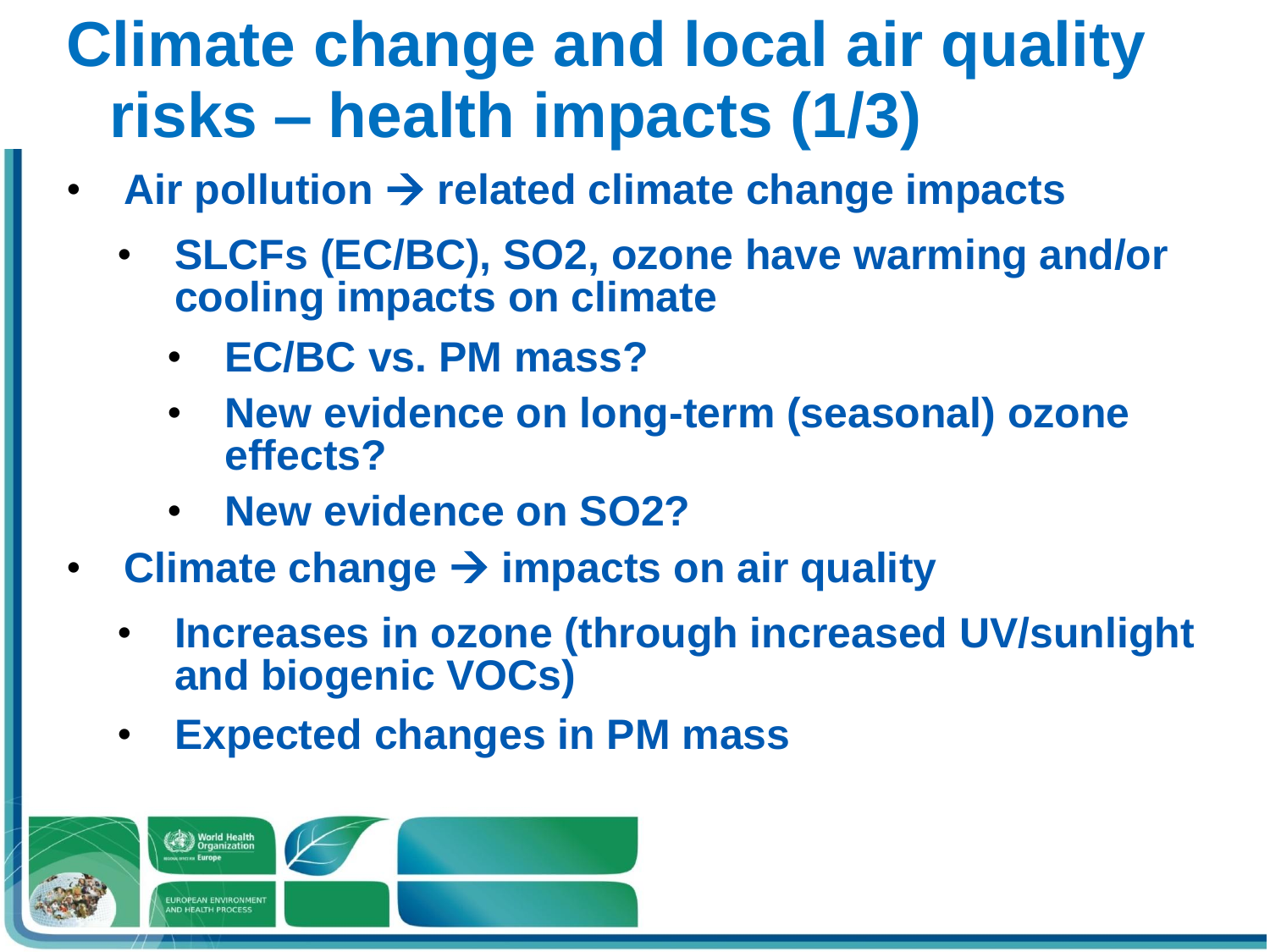# Climate change and local air quality risks – health impacts (1/3)

- **Air pollution → related climate change impacts**
  - **SLCFs (EC/BC), $SO_2$, ozone have warming and/or cooling impacts on climate**
    - **EC/BC vs. PM mass?**
    - **New evidence on long-term (seasonal) ozone effects?**
    - **New evidence on $SO_2$?**
- **Climate change → impacts on air quality**
  - **Increases in ozone (through increased UV/sunlight and biogenic VOCs)**
  - **Expected changes in PM mass**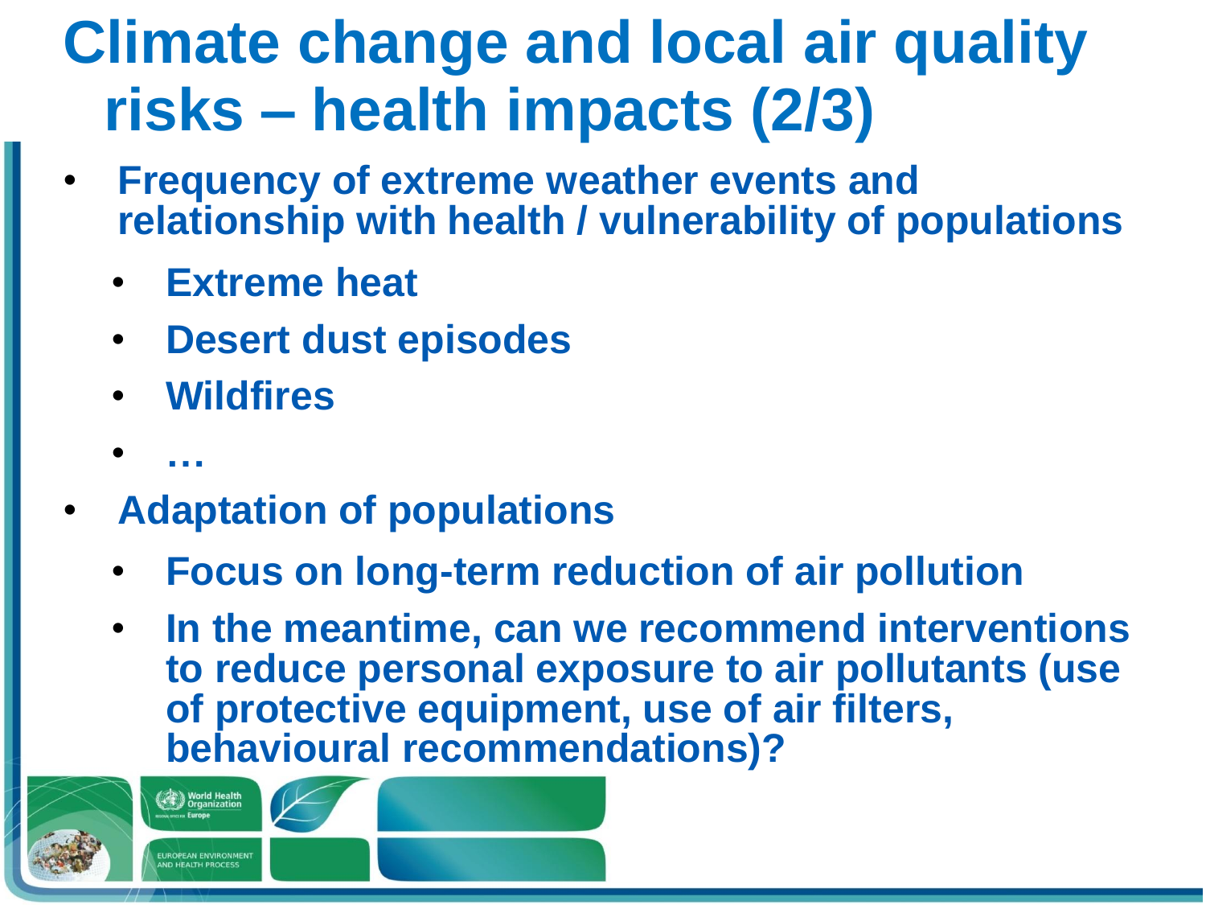# Climate change and local air quality risks – health impacts (2/3)

- **Frequency of extreme weather events and relationship with health / vulnerability of populations**
  - **Extreme heat**
  - **Desert dust episodes**
  - **Wildfires**
  - **…**
- **Adaptation of populations**
  - **Focus on long-term reduction of air pollution**
  - **In the meantime, can we recommend interventions to reduce personal exposure to air pollutants (use of protective equipment, use of air filters, behavioural recommendations)?**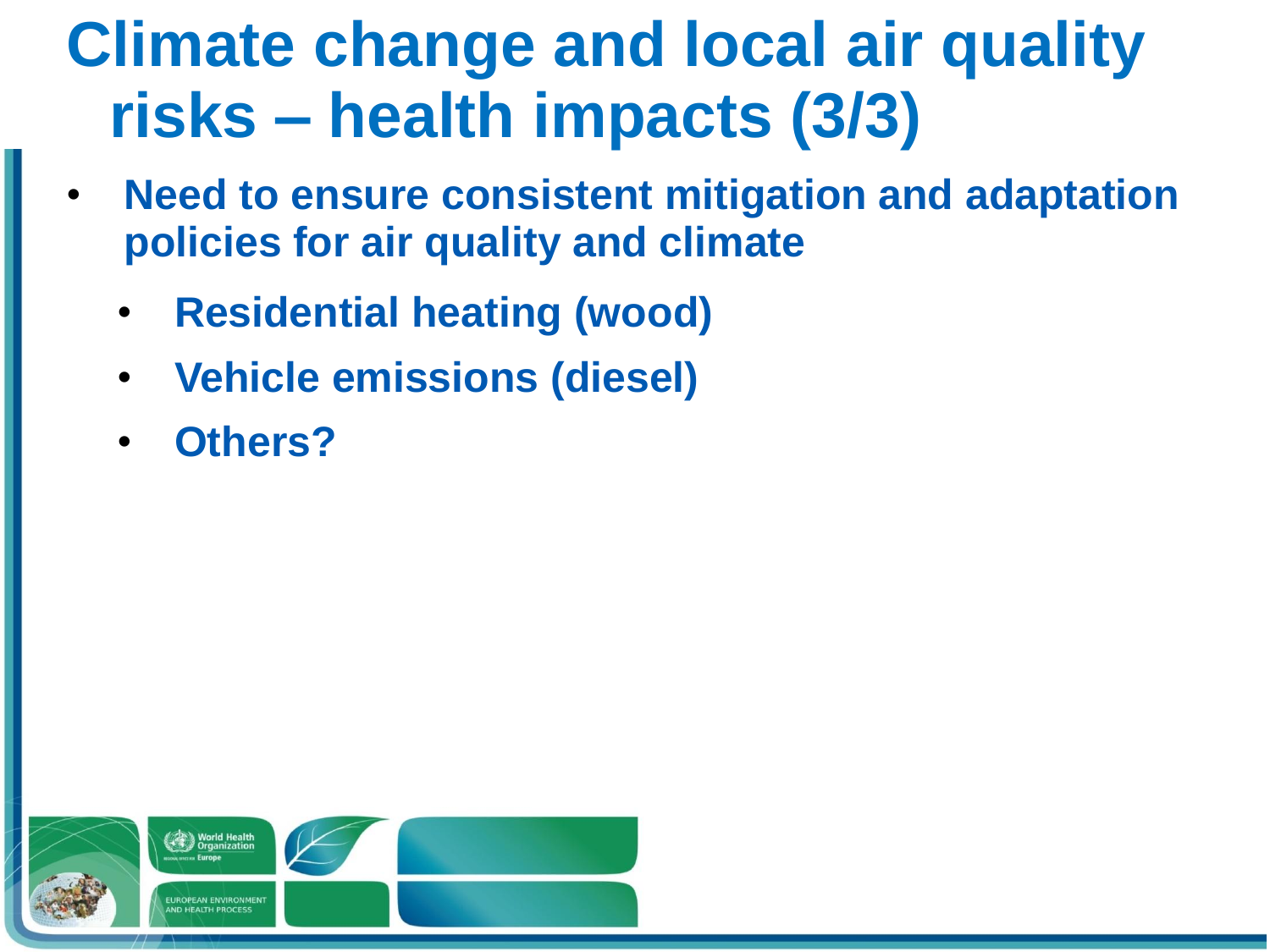# Climate change and local air quality risks – health impacts (3/3)

- **Need to ensure consistent mitigation and adaptation policies for air quality and climate**
  - **Residential heating (wood)**
  - **Vehicle emissions (diesel)**
  - **Others?**